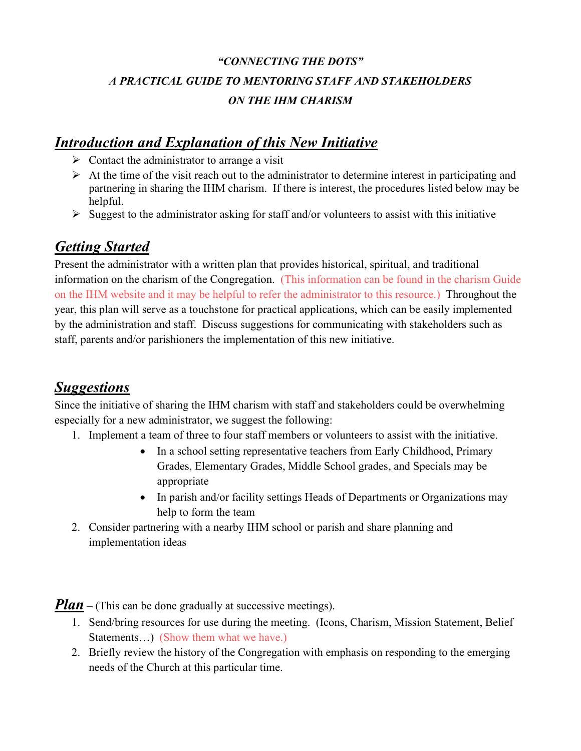***"CONNECTING THE DOTS"***

***A PRACTICAL GUIDE TO MENTORING STAFF AND STAKEHOLDERS***

***ON THE IHM CHARISM***

## ***Introduction and Explanation of this New Initiative***

- Contact the administrator to arrange a visit
- At the time of the visit reach out to the administrator to determine interest in participating and partnering in sharing the IHM charism. If there is interest, the procedures listed below may be helpful.
- Suggest to the administrator asking for staff and/or volunteers to assist with this initiative

## ***Getting Started***

Present the administrator with a written plan that provides historical, spiritual, and traditional information on the charism of the Congregation. (This information can be found in the charism Guide on the IHM website and it may be helpful to refer the administrator to this resource.) Throughout the year, this plan will serve as a touchstone for practical applications, which can be easily implemented by the administration and staff. Discuss suggestions for communicating with stakeholders such as staff, parents and/or parishioners the implementation of this new initiative.

## ***Suggestions***

Since the initiative of sharing the IHM charism with staff and stakeholders could be overwhelming especially for a new administrator, we suggest the following:

1. Implement a team of three to four staff members or volunteers to assist with the initiative.
   - In a school setting representative teachers from Early Childhood, Primary Grades, Elementary Grades, Middle School grades, and Specials may be appropriate
   - In parish and/or facility settings Heads of Departments or Organizations may help to form the team
2. Consider partnering with a nearby IHM school or parish and share planning and implementation ideas

***Plan*** – (This can be done gradually at successive meetings).

1. Send/bring resources for use during the meeting. (Icons, Charism, Mission Statement, Belief Statements…) (Show them what we have.)
2. Briefly review the history of the Congregation with emphasis on responding to the emerging needs of the Church at this particular time.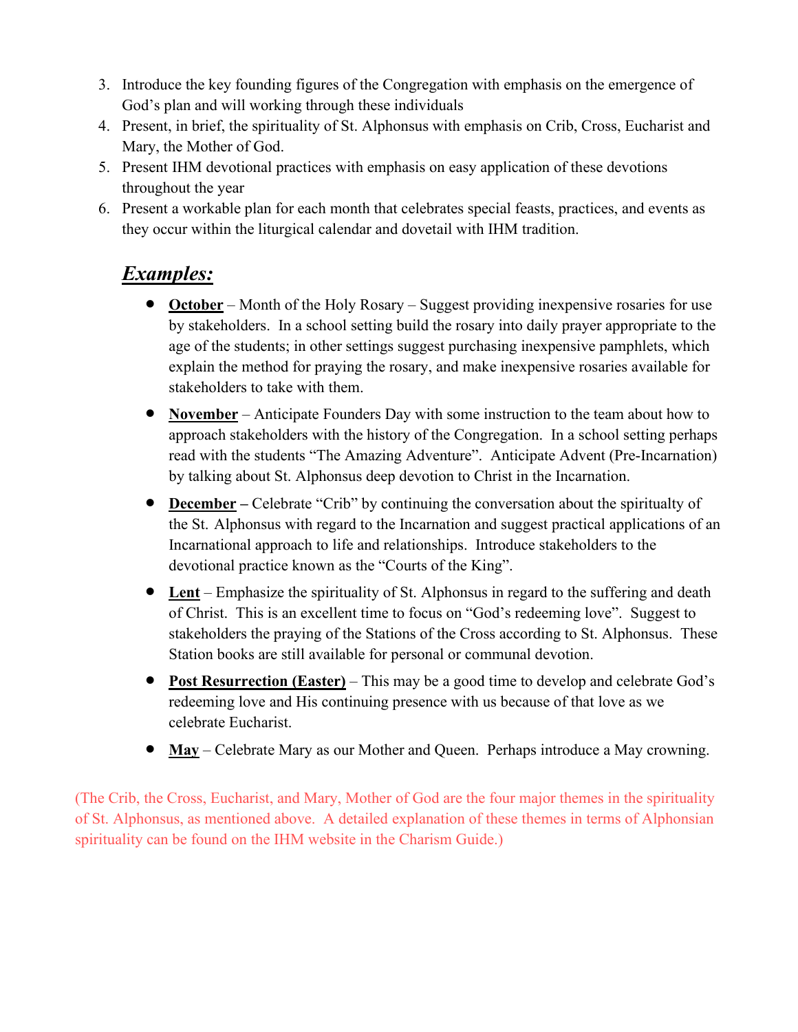3. Introduce the key founding figures of the Congregation with emphasis on the emergence of God's plan and will working through these individuals
4. Present, in brief, the spirituality of St. Alphonsus with emphasis on Crib, Cross, Eucharist and Mary, the Mother of God.
5. Present IHM devotional practices with emphasis on easy application of these devotions throughout the year
6. Present a workable plan for each month that celebrates special feasts, practices, and events as they occur within the liturgical calendar and dovetail with IHM tradition.

## ***Examples:***

- **October** – Month of the Holy Rosary – Suggest providing inexpensive rosaries for use by stakeholders. In a school setting build the rosary into daily prayer appropriate to the age of the students; in other settings suggest purchasing inexpensive pamphlets, which explain the method for praying the rosary, and make inexpensive rosaries available for stakeholders to take with them.
- **November** – Anticipate Founders Day with some instruction to the team about how to approach stakeholders with the history of the Congregation. In a school setting perhaps read with the students "The Amazing Adventure". Anticipate Advent (Pre-Incarnation) by talking about St. Alphonsus deep devotion to Christ in the Incarnation.
- **December –** Celebrate "Crib" by continuing the conversation about the spiritualty of the St. Alphonsus with regard to the Incarnation and suggest practical applications of an Incarnational approach to life and relationships. Introduce stakeholders to the devotional practice known as the "Courts of the King".
- **Lent** – Emphasize the spirituality of St. Alphonsus in regard to the suffering and death of Christ. This is an excellent time to focus on "God's redeeming love". Suggest to stakeholders the praying of the Stations of the Cross according to St. Alphonsus. These Station books are still available for personal or communal devotion.
- **Post Resurrection (Easter)** – This may be a good time to develop and celebrate God's redeeming love and His continuing presence with us because of that love as we celebrate Eucharist.
- **May** – Celebrate Mary as our Mother and Queen. Perhaps introduce a May crowning.

(The Crib, the Cross, Eucharist, and Mary, Mother of God are the four major themes in the spirituality of St. Alphonsus, as mentioned above. A detailed explanation of these themes in terms of Alphonsian spirituality can be found on the IHM website in the Charism Guide.)